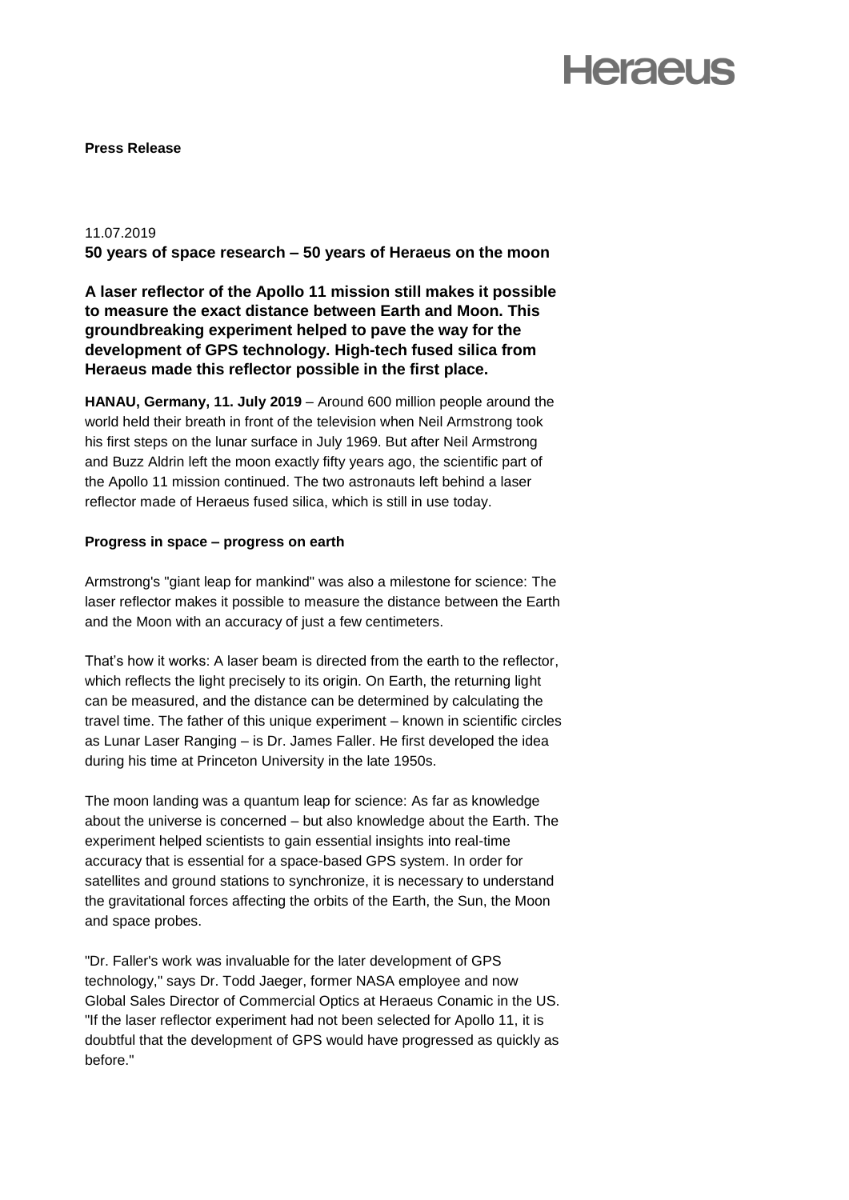**Press Release**

11.07.2019

**50 years of space research – 50 years of Heraeus on the moon**

**A laser reflector of the Apollo 11 mission still makes it possible to measure the exact distance between Earth and Moon. This groundbreaking experiment helped to pave the way for the development of GPS technology. High-tech fused silica from Heraeus made this reflector possible in the first place.**

**HANAU, Germany, 11. July 2019** – Around 600 million people around the world held their breath in front of the television when Neil Armstrong took his first steps on the lunar surface in July 1969. But after Neil Armstrong and Buzz Aldrin left the moon exactly fifty years ago, the scientific part of the Apollo 11 mission continued. The two astronauts left behind a laser reflector made of Heraeus fused silica, which is still in use today.

**Progress in space – progress on earth**

Armstrong's "giant leap for mankind" was also a milestone for science: The laser reflector makes it possible to measure the distance between the Earth and the Moon with an accuracy of just a few centimeters.

That's how it works: A laser beam is directed from the earth to the reflector, which reflects the light precisely to its origin. On Earth, the returning light can be measured, and the distance can be determined by calculating the travel time. The father of this unique experiment – known in scientific circles as Lunar Laser Ranging – is Dr. James Faller. He first developed the idea during his time at Princeton University in the late 1950s.

The moon landing was a quantum leap for science: As far as knowledge about the universe is concerned – but also knowledge about the Earth. The experiment helped scientists to gain essential insights into real-time accuracy that is essential for a space-based GPS system. In order for satellites and ground stations to synchronize, it is necessary to understand the gravitational forces affecting the orbits of the Earth, the Sun, the Moon and space probes.

"Dr. Faller's work was invaluable for the later development of GPS technology," says Dr. Todd Jaeger, former NASA employee and now Global Sales Director of Commercial Optics at Heraeus Conamic in the US. "If the laser reflector experiment had not been selected for Apollo 11, it is doubtful that the development of GPS would have progressed as quickly as before."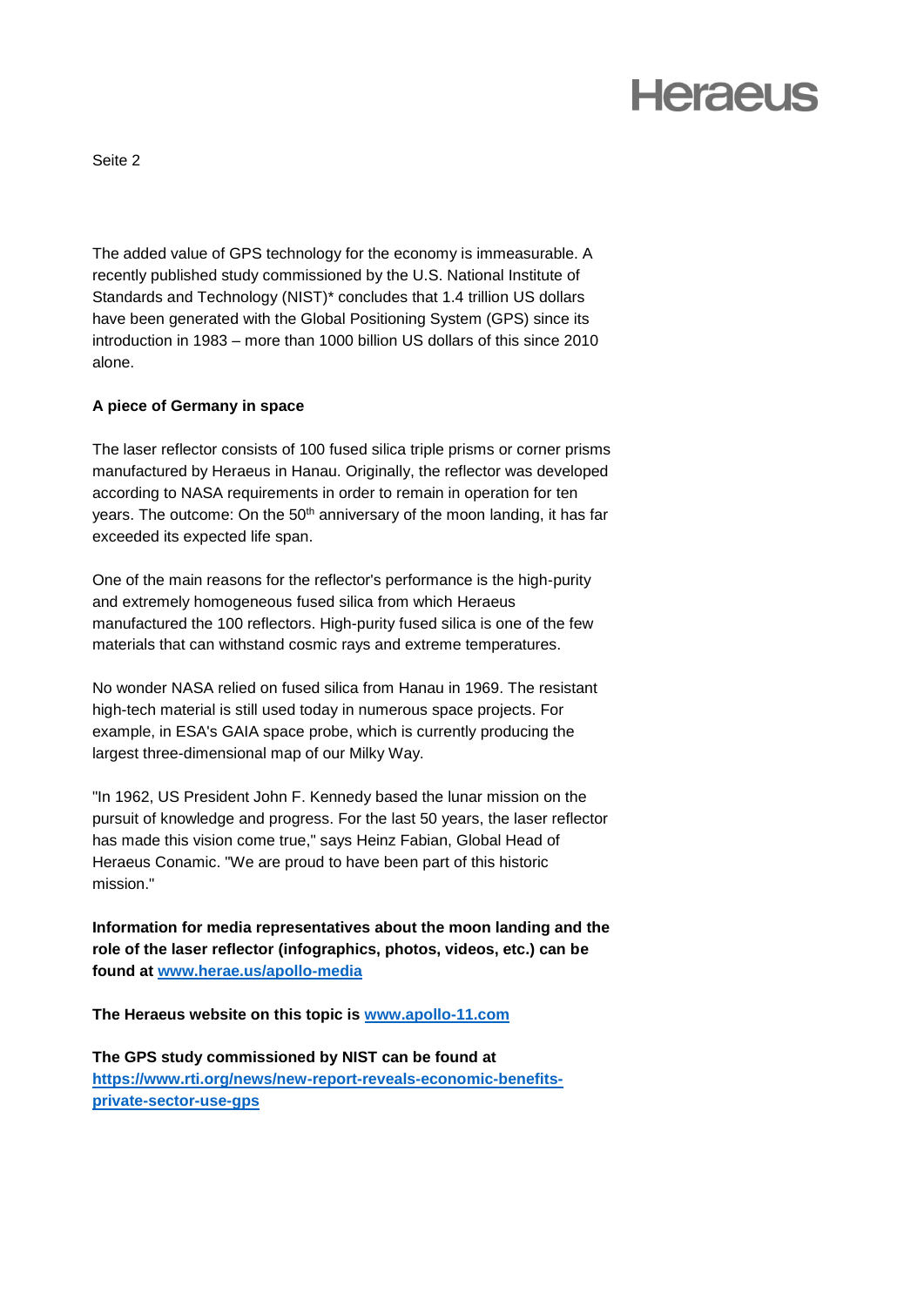The added value of GPS technology for the economy is immeasurable. A recently published study commissioned by the U.S. National Institute of Standards and Technology (NIST)* concludes that 1.4 trillion US dollars have been generated with the Global Positioning System (GPS) since its introduction in 1983 – more than 1000 billion US dollars of this since 2010 alone.

**A piece of Germany in space**

The laser reflector consists of 100 fused silica triple prisms or corner prisms manufactured by Heraeus in Hanau. Originally, the reflector was developed according to NASA requirements in order to remain in operation for ten years. The outcome: On the 50th anniversary of the moon landing, it has far exceeded its expected life span.

One of the main reasons for the reflector's performance is the high-purity and extremely homogeneous fused silica from which Heraeus manufactured the 100 reflectors. High-purity fused silica is one of the few materials that can withstand cosmic rays and extreme temperatures.

No wonder NASA relied on fused silica from Hanau in 1969. The resistant high-tech material is still used today in numerous space projects. For example, in ESA's GAIA space probe, which is currently producing the largest three-dimensional map of our Milky Way.

"In 1962, US President John F. Kennedy based the lunar mission on the pursuit of knowledge and progress. For the last 50 years, the laser reflector has made this vision come true," says Heinz Fabian, Global Head of Heraeus Conamic. "We are proud to have been part of this historic mission."

**Information for media representatives about the moon landing and the role of the laser reflector (infographics, photos, videos, etc.) can be found at [www.herae.us/apollo-media](http://www.herae.us/apollo-media)**

**The Heraeus website on this topic is [www.apollo-11.com](http://www.apollo-11.com)**

**The GPS study commissioned by NIST can be found at [https://www.rti.org/news/new-report-reveals-economic-benefits-private-sector-use-gps](https://www.rti.org/news/new-report-reveals-economic-benefits-private-sector-use-gps)**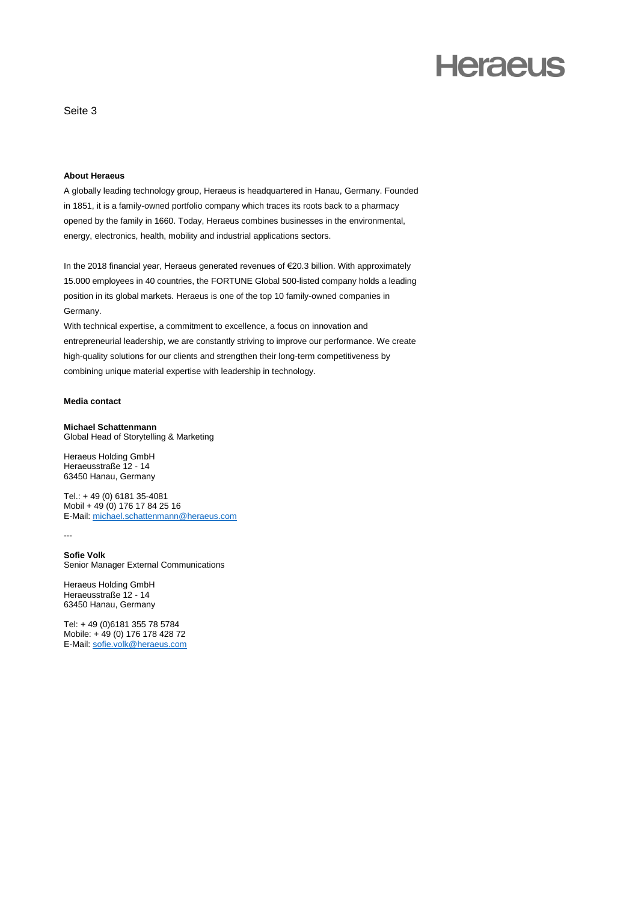**About Heraeus**

A globally leading technology group, Heraeus is headquartered in Hanau, Germany. Founded in 1851, it is a family-owned portfolio company which traces its roots back to a pharmacy opened by the family in 1660. Today, Heraeus combines businesses in the environmental, energy, electronics, health, mobility and industrial applications sectors.

In the 2018 financial year, Heraeus generated revenues of €20.3 billion. With approximately 15.000 employees in 40 countries, the FORTUNE Global 500-listed company holds a leading position in its global markets. Heraeus is one of the top 10 family-owned companies in Germany.

With technical expertise, a commitment to excellence, a focus on innovation and entrepreneurial leadership, we are constantly striving to improve our performance. We create high-quality solutions for our clients and strengthen their long-term competitiveness by combining unique material expertise with leadership in technology.

**Media contact**

**Michael Schattenmann**
Global Head of Storytelling & Marketing

Heraeus Holding GmbH
Heraeusstraße 12 - 14
63450 Hanau, Germany

Tel.: + 49 (0) 6181 35-4081
Mobil + 49 (0) 176 17 84 25 16
E-Mail: michael.schattenmann@heraeus.com

---

**Sofie Volk**
Senior Manager External Communications

Heraeus Holding GmbH
Heraeusstraße 12 - 14
63450 Hanau, Germany

Tel: + 49 (0)6181 355 78 5784
Mobile: + 49 (0) 176 178 428 72
E-Mail: sofie.volk@heraeus.com